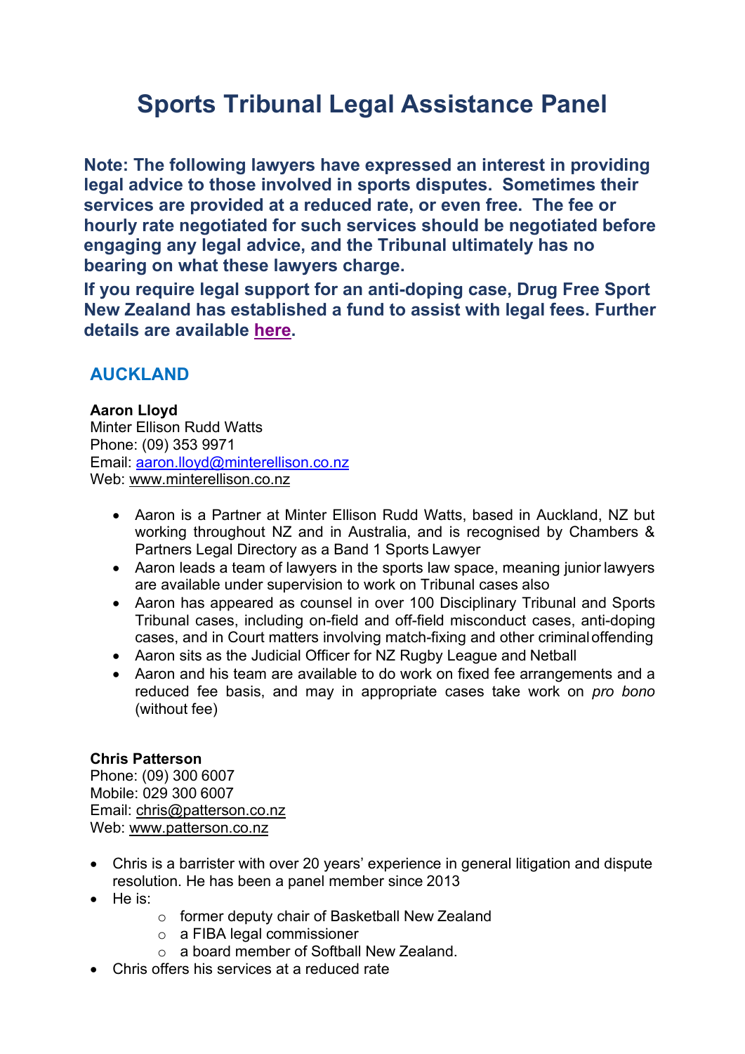# Sports Tribunal Legal Assistance Panel

**Note: The following lawyers have expressed an interest in providing legal advice to those involved in sports disputes. Sometimes their services are provided at a reduced rate, or even free. The fee or hourly rate negotiated for such services should be negotiated before engaging any legal advice, and the Tribunal ultimately has no bearing on what these lawyers charge.**

**If you require legal support for an anti-doping case, Drug Free Sport New Zealand has established a fund to assist with legal fees. Further details are available here.**

## AUCKLAND

**Aaron Lloyd**
Minter Ellison Rudd Watts
Phone: (09) 353 9971
Email: aaron.lloyd@minterellison.co.nz
Web: www.minterellison.co.nz

- Aaron is a Partner at Minter Ellison Rudd Watts, based in Auckland, NZ but working throughout NZ and in Australia, and is recognised by Chambers & Partners Legal Directory as a Band 1 Sports Lawyer
- Aaron leads a team of lawyers in the sports law space, meaning junior lawyers are available under supervision to work on Tribunal cases also
- Aaron has appeared as counsel in over 100 Disciplinary Tribunal and Sports Tribunal cases, including on-field and off-field misconduct cases, anti-doping cases, and in Court matters involving match-fixing and other criminal offending
- Aaron sits as the Judicial Officer for NZ Rugby League and Netball
- Aaron and his team are available to do work on fixed fee arrangements and a reduced fee basis, and may in appropriate cases take work on *pro bono* (without fee)

**Chris Patterson**
Phone: (09) 300 6007
Mobile: 029 300 6007
Email: chris@patterson.co.nz
Web: www.patterson.co.nz

- Chris is a barrister with over 20 years' experience in general litigation and dispute resolution. He has been a panel member since 2013
- He is:
  - former deputy chair of Basketball New Zealand
  - a FIBA legal commissioner
  - a board member of Softball New Zealand.
- Chris offers his services at a reduced rate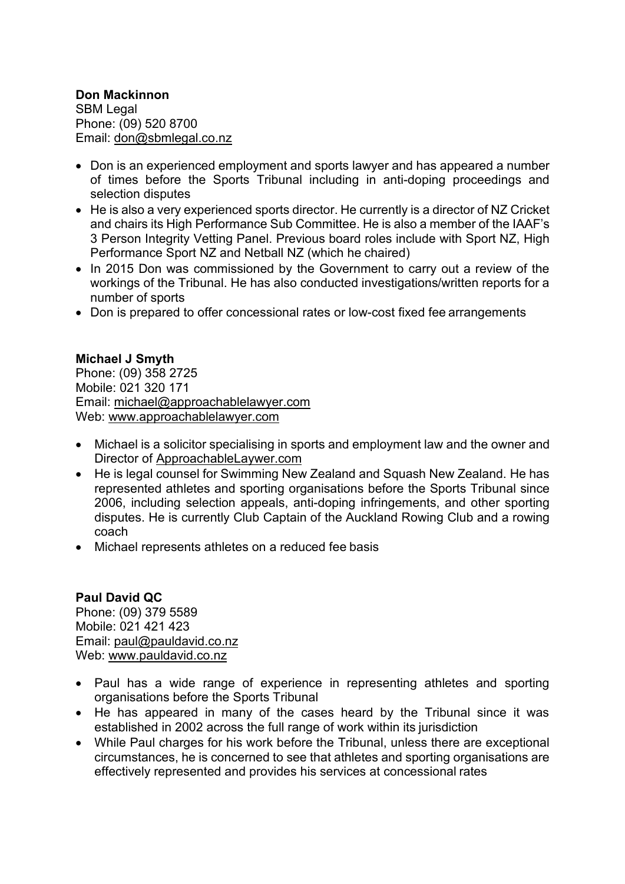**Don Mackinnon**
SBM Legal
Phone: (09) 520 8700
Email: don@sbmlegal.co.nz

- Don is an experienced employment and sports lawyer and has appeared a number of times before the Sports Tribunal including in anti-doping proceedings and selection disputes
- He is also a very experienced sports director. He currently is a director of NZ Cricket and chairs its High Performance Sub Committee. He is also a member of the IAAF's 3 Person Integrity Vetting Panel. Previous board roles include with Sport NZ, High Performance Sport NZ and Netball NZ (which he chaired)
- In 2015 Don was commissioned by the Government to carry out a review of the workings of the Tribunal. He has also conducted investigations/written reports for a number of sports
- Don is prepared to offer concessional rates or low-cost fixed fee arrangements

**Michael J Smyth**
Phone: (09) 358 2725
Mobile: 021 320 171
Email: michael@approachablelawyer.com
Web: www.approachablelawyer.com

- Michael is a solicitor specialising in sports and employment law and the owner and Director of ApproachableLaywer.com
- He is legal counsel for Swimming New Zealand and Squash New Zealand. He has represented athletes and sporting organisations before the Sports Tribunal since 2006, including selection appeals, anti-doping infringements, and other sporting disputes. He is currently Club Captain of the Auckland Rowing Club and a rowing coach
- Michael represents athletes on a reduced fee basis

**Paul David QC**
Phone: (09) 379 5589
Mobile: 021 421 423
Email: paul@pauldavid.co.nz
Web: www.pauldavid.co.nz

- Paul has a wide range of experience in representing athletes and sporting organisations before the Sports Tribunal
- He has appeared in many of the cases heard by the Tribunal since it was established in 2002 across the full range of work within its jurisdiction
- While Paul charges for his work before the Tribunal, unless there are exceptional circumstances, he is concerned to see that athletes and sporting organisations are effectively represented and provides his services at concessional rates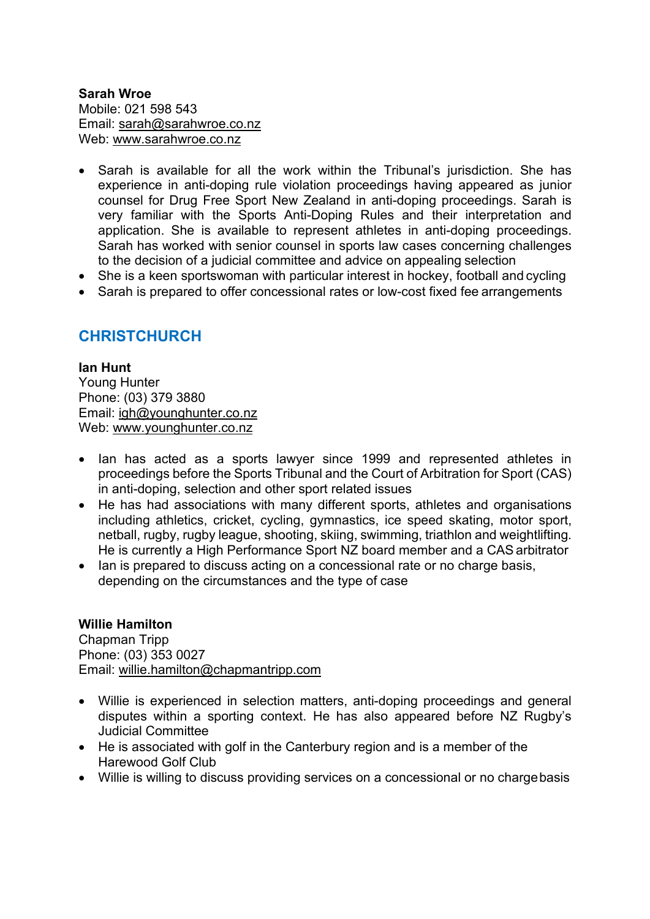**Sarah Wroe**
Mobile: 021 598 543
Email: sarah@sarahwroe.co.nz
Web: www.sarahwroe.co.nz

- Sarah is available for all the work within the Tribunal's jurisdiction. She has experience in anti-doping rule violation proceedings having appeared as junior counsel for Drug Free Sport New Zealand in anti-doping proceedings. Sarah is very familiar with the Sports Anti-Doping Rules and their interpretation and application. She is available to represent athletes in anti-doping proceedings. Sarah has worked with senior counsel in sports law cases concerning challenges to the decision of a judicial committee and advice on appealing selection
- She is a keen sportswoman with particular interest in hockey, football and cycling
- Sarah is prepared to offer concessional rates or low-cost fixed fee arrangements

## CHRISTCHURCH

**Ian Hunt**
Young Hunter
Phone: (03) 379 3880
Email: igh@younghunter.co.nz
Web: www.younghunter.co.nz

- Ian has acted as a sports lawyer since 1999 and represented athletes in proceedings before the Sports Tribunal and the Court of Arbitration for Sport (CAS) in anti-doping, selection and other sport related issues
- He has had associations with many different sports, athletes and organisations including athletics, cricket, cycling, gymnastics, ice speed skating, motor sport, netball, rugby, rugby league, shooting, skiing, swimming, triathlon and weightlifting. He is currently a High Performance Sport NZ board member and a CAS arbitrator
- Ian is prepared to discuss acting on a concessional rate or no charge basis, depending on the circumstances and the type of case

**Willie Hamilton**
Chapman Tripp
Phone: (03) 353 0027
Email: willie.hamilton@chapmantripp.com

- Willie is experienced in selection matters, anti-doping proceedings and general disputes within a sporting context. He has also appeared before NZ Rugby's Judicial Committee
- He is associated with golf in the Canterbury region and is a member of the Harewood Golf Club
- Willie is willing to discuss providing services on a concessional or no charge basis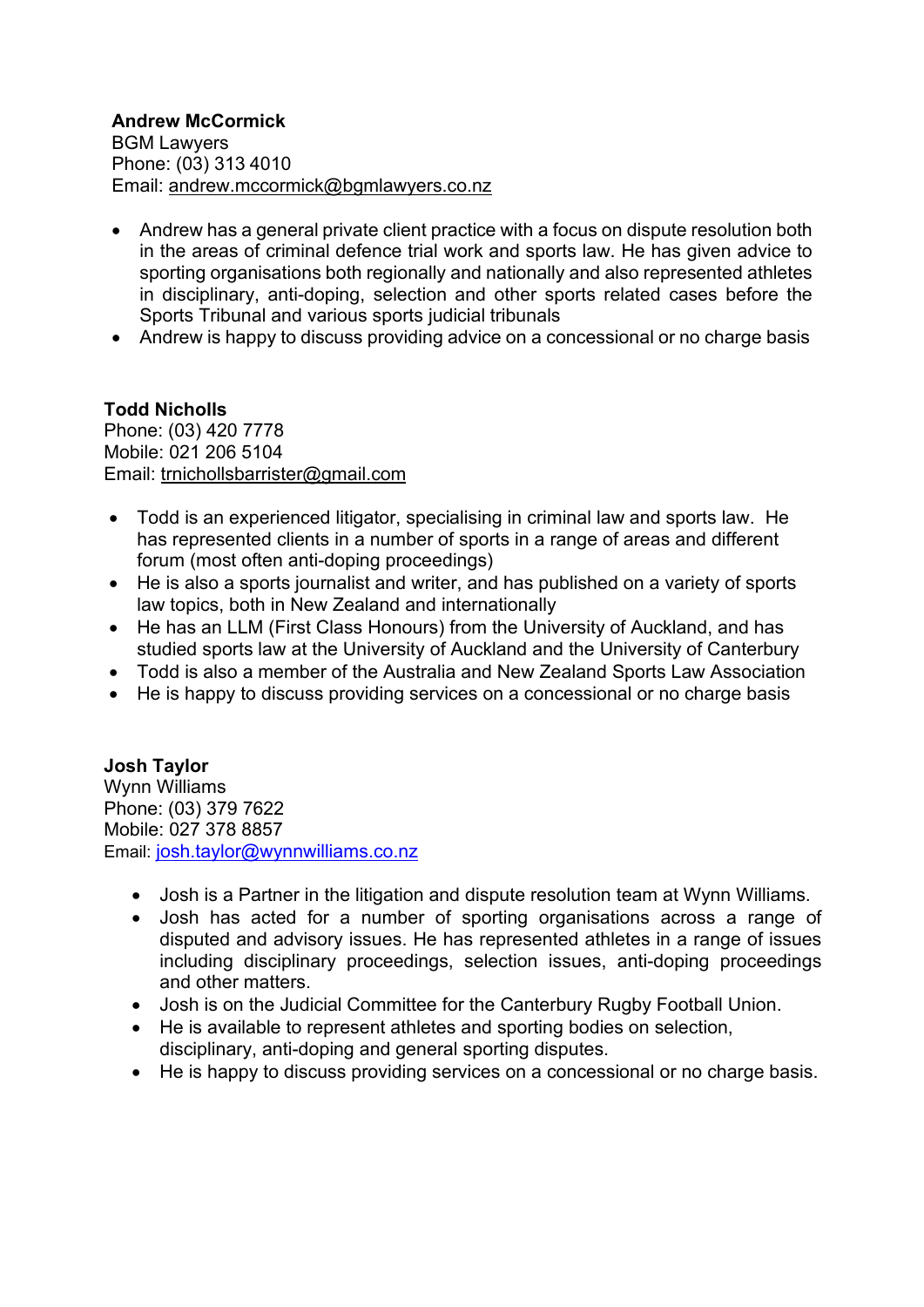**Andrew McCormick**
BGM Lawyers
Phone: (03) 313 4010
Email: andrew.mccormick@bgmlawyers.co.nz

- Andrew has a general private client practice with a focus on dispute resolution both in the areas of criminal defence trial work and sports law. He has given advice to sporting organisations both regionally and nationally and also represented athletes in disciplinary, anti-doping, selection and other sports related cases before the Sports Tribunal and various sports judicial tribunals
- Andrew is happy to discuss providing advice on a concessional or no charge basis

**Todd Nicholls**
Phone: (03) 420 7778
Mobile: 021 206 5104
Email: trnichollsbarrister@gmail.com

- Todd is an experienced litigator, specialising in criminal law and sports law. He has represented clients in a number of sports in a range of areas and different forum (most often anti-doping proceedings)
- He is also a sports journalist and writer, and has published on a variety of sports law topics, both in New Zealand and internationally
- He has an LLM (First Class Honours) from the University of Auckland, and has studied sports law at the University of Auckland and the University of Canterbury
- Todd is also a member of the Australia and New Zealand Sports Law Association
- He is happy to discuss providing services on a concessional or no charge basis

**Josh Taylor**
Wynn Williams
Phone: (03) 379 7622
Mobile: 027 378 8857
Email: josh.taylor@wynnwilliams.co.nz

- Josh is a Partner in the litigation and dispute resolution team at Wynn Williams.
- Josh has acted for a number of sporting organisations across a range of disputed and advisory issues. He has represented athletes in a range of issues including disciplinary proceedings, selection issues, anti-doping proceedings and other matters.
- Josh is on the Judicial Committee for the Canterbury Rugby Football Union.
- He is available to represent athletes and sporting bodies on selection, disciplinary, anti-doping and general sporting disputes.
- He is happy to discuss providing services on a concessional or no charge basis.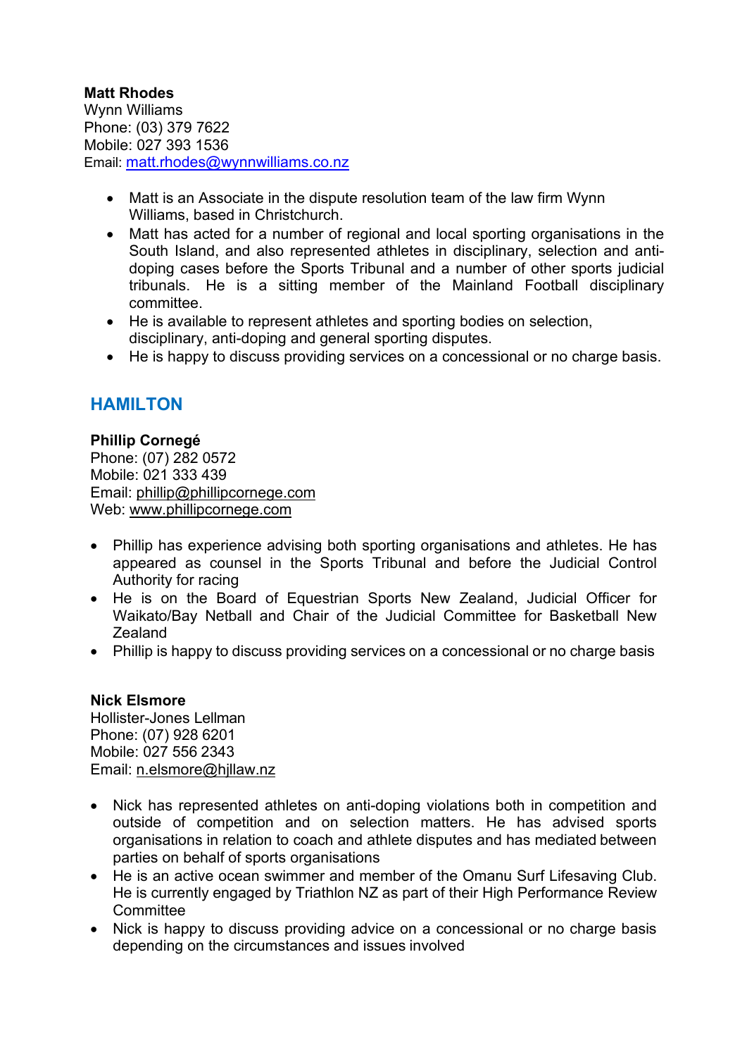**Matt Rhodes**
Wynn Williams
Phone: (03) 379 7622
Mobile: 027 393 1536
Email: matt.rhodes@wynnwilliams.co.nz

- Matt is an Associate in the dispute resolution team of the law firm Wynn Williams, based in Christchurch.
- Matt has acted for a number of regional and local sporting organisations in the South Island, and also represented athletes in disciplinary, selection and anti-doping cases before the Sports Tribunal and a number of other sports judicial tribunals. He is a sitting member of the Mainland Football disciplinary committee.
- He is available to represent athletes and sporting bodies on selection, disciplinary, anti-doping and general sporting disputes.
- He is happy to discuss providing services on a concessional or no charge basis.

## HAMILTON

**Phillip Cornegé**
Phone: (07) 282 0572
Mobile: 021 333 439
Email: phillip@phillipcornege.com
Web: www.phillipcornege.com

- Phillip has experience advising both sporting organisations and athletes. He has appeared as counsel in the Sports Tribunal and before the Judicial Control Authority for racing
- He is on the Board of Equestrian Sports New Zealand, Judicial Officer for Waikato/Bay Netball and Chair of the Judicial Committee for Basketball New Zealand
- Phillip is happy to discuss providing services on a concessional or no charge basis

**Nick Elsmore**
Hollister-Jones Lellman
Phone: (07) 928 6201
Mobile: 027 556 2343
Email: n.elsmore@hjllaw.nz

- Nick has represented athletes on anti-doping violations both in competition and outside of competition and on selection matters. He has advised sports organisations in relation to coach and athlete disputes and has mediated between parties on behalf of sports organisations
- He is an active ocean swimmer and member of the Omanu Surf Lifesaving Club. He is currently engaged by Triathlon NZ as part of their High Performance Review Committee
- Nick is happy to discuss providing advice on a concessional or no charge basis depending on the circumstances and issues involved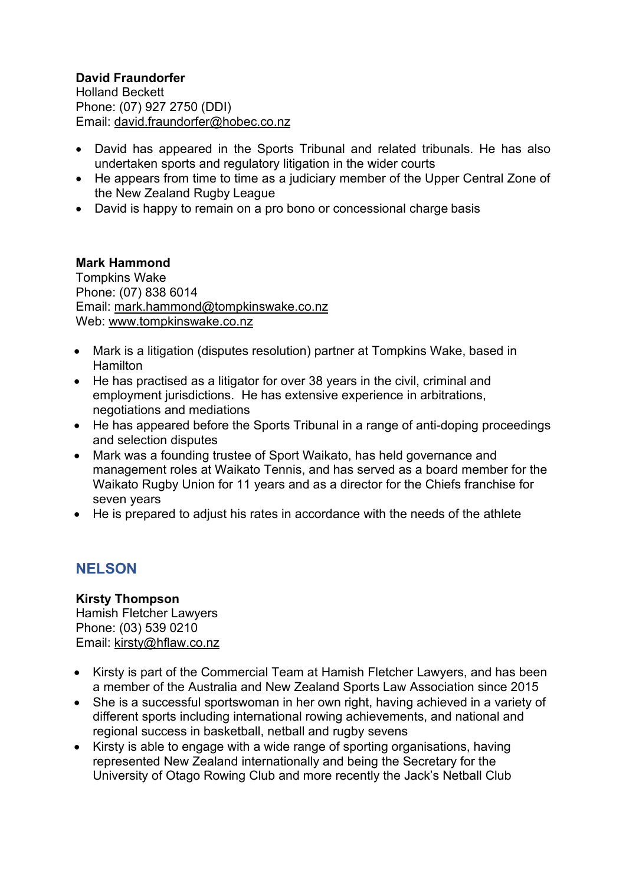**David Fraundorfer**
Holland Beckett
Phone: (07) 927 2750 (DDI)
Email: david.fraundorfer@hobec.co.nz

- David has appeared in the Sports Tribunal and related tribunals. He has also undertaken sports and regulatory litigation in the wider courts
- He appears from time to time as a judiciary member of the Upper Central Zone of the New Zealand Rugby League
- David is happy to remain on a pro bono or concessional charge basis

**Mark Hammond**
Tompkins Wake
Phone: (07) 838 6014
Email: mark.hammond@tompkinswake.co.nz
Web: www.tompkinswake.co.nz

- Mark is a litigation (disputes resolution) partner at Tompkins Wake, based in Hamilton
- He has practised as a litigator for over 38 years in the civil, criminal and employment jurisdictions. He has extensive experience in arbitrations, negotiations and mediations
- He has appeared before the Sports Tribunal in a range of anti-doping proceedings and selection disputes
- Mark was a founding trustee of Sport Waikato, has held governance and management roles at Waikato Tennis, and has served as a board member for the Waikato Rugby Union for 11 years and as a director for the Chiefs franchise for seven years
- He is prepared to adjust his rates in accordance with the needs of the athlete

## NELSON

**Kirsty Thompson**
Hamish Fletcher Lawyers
Phone: (03) 539 0210
Email: kirsty@hflaw.co.nz

- Kirsty is part of the Commercial Team at Hamish Fletcher Lawyers, and has been a member of the Australia and New Zealand Sports Law Association since 2015
- She is a successful sportswoman in her own right, having achieved in a variety of different sports including international rowing achievements, and national and regional success in basketball, netball and rugby sevens
- Kirsty is able to engage with a wide range of sporting organisations, having represented New Zealand internationally and being the Secretary for the University of Otago Rowing Club and more recently the Jack's Netball Club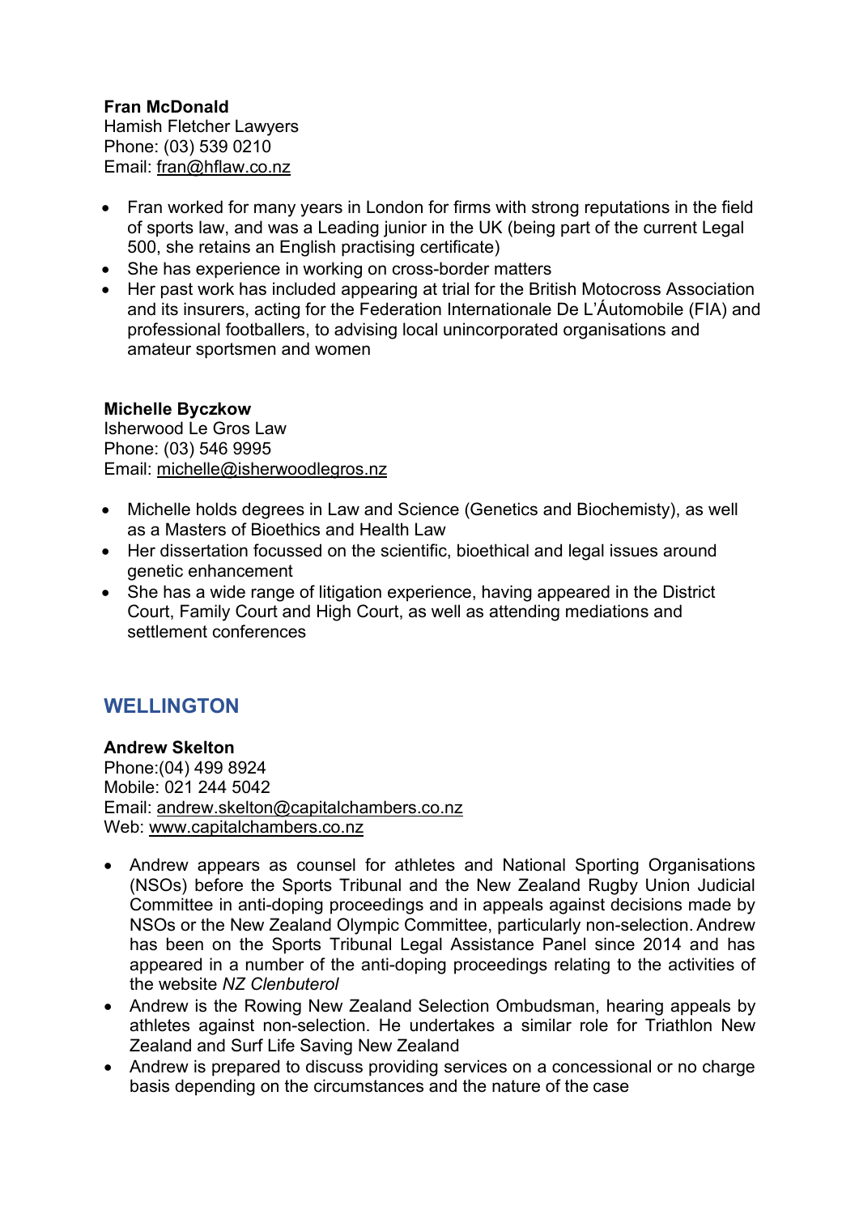**Fran McDonald**
Hamish Fletcher Lawyers
Phone: (03) 539 0210
Email: fran@hflaw.co.nz

- Fran worked for many years in London for firms with strong reputations in the field of sports law, and was a Leading junior in the UK (being part of the current Legal 500, she retains an English practising certificate)
- She has experience in working on cross-border matters
- Her past work has included appearing at trial for the British Motocross Association and its insurers, acting for the Federation Internationale De L'Áutomobile (FIA) and professional footballers, to advising local unincorporated organisations and amateur sportsmen and women

**Michelle Byczkow**
Isherwood Le Gros Law
Phone: (03) 546 9995
Email: michelle@isherwoodlegros.nz

- Michelle holds degrees in Law and Science (Genetics and Biochemisty), as well as a Masters of Bioethics and Health Law
- Her dissertation focussed on the scientific, bioethical and legal issues around genetic enhancement
- She has a wide range of litigation experience, having appeared in the District Court, Family Court and High Court, as well as attending mediations and settlement conferences

## WELLINGTON

**Andrew Skelton**
Phone:(04) 499 8924
Mobile: 021 244 5042
Email: andrew.skelton@capitalchambers.co.nz
Web: www.capitalchambers.co.nz

- Andrew appears as counsel for athletes and National Sporting Organisations (NSOs) before the Sports Tribunal and the New Zealand Rugby Union Judicial Committee in anti-doping proceedings and in appeals against decisions made by NSOs or the New Zealand Olympic Committee, particularly non-selection. Andrew has been on the Sports Tribunal Legal Assistance Panel since 2014 and has appeared in a number of the anti-doping proceedings relating to the activities of the website *NZ Clenbuterol*
- Andrew is the Rowing New Zealand Selection Ombudsman, hearing appeals by athletes against non-selection. He undertakes a similar role for Triathlon New Zealand and Surf Life Saving New Zealand
- Andrew is prepared to discuss providing services on a concessional or no charge basis depending on the circumstances and the nature of the case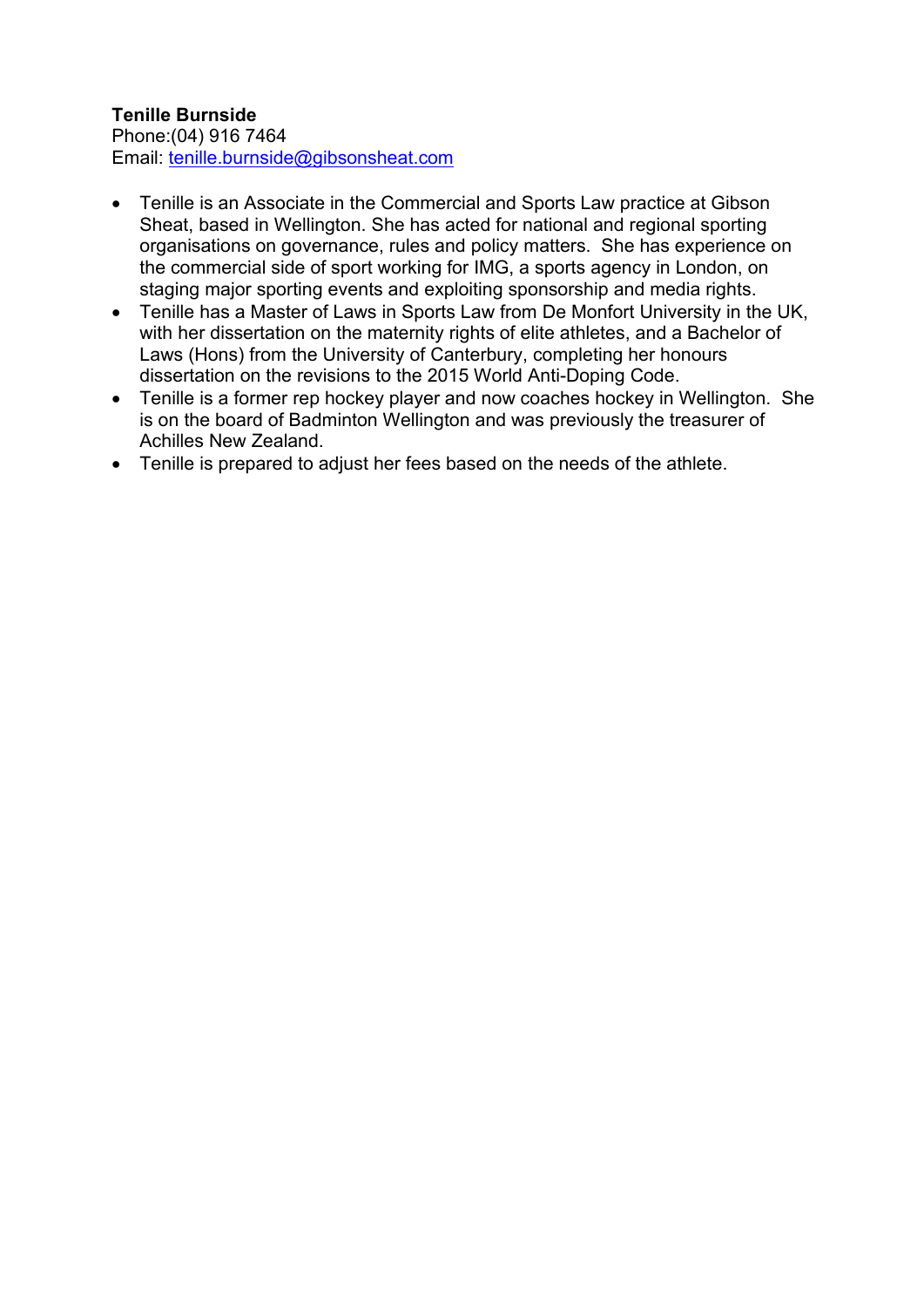**Tenille Burnside**
Phone:(04) 916 7464
Email: tenille.burnside@gibsonsheat.com

- Tenille is an Associate in the Commercial and Sports Law practice at Gibson Sheat, based in Wellington. She has acted for national and regional sporting organisations on governance, rules and policy matters. She has experience on the commercial side of sport working for IMG, a sports agency in London, on staging major sporting events and exploiting sponsorship and media rights.
- Tenille has a Master of Laws in Sports Law from De Monfort University in the UK, with her dissertation on the maternity rights of elite athletes, and a Bachelor of Laws (Hons) from the University of Canterbury, completing her honours dissertation on the revisions to the 2015 World Anti-Doping Code.
- Tenille is a former rep hockey player and now coaches hockey in Wellington. She is on the board of Badminton Wellington and was previously the treasurer of Achilles New Zealand.
- Tenille is prepared to adjust her fees based on the needs of the athlete.